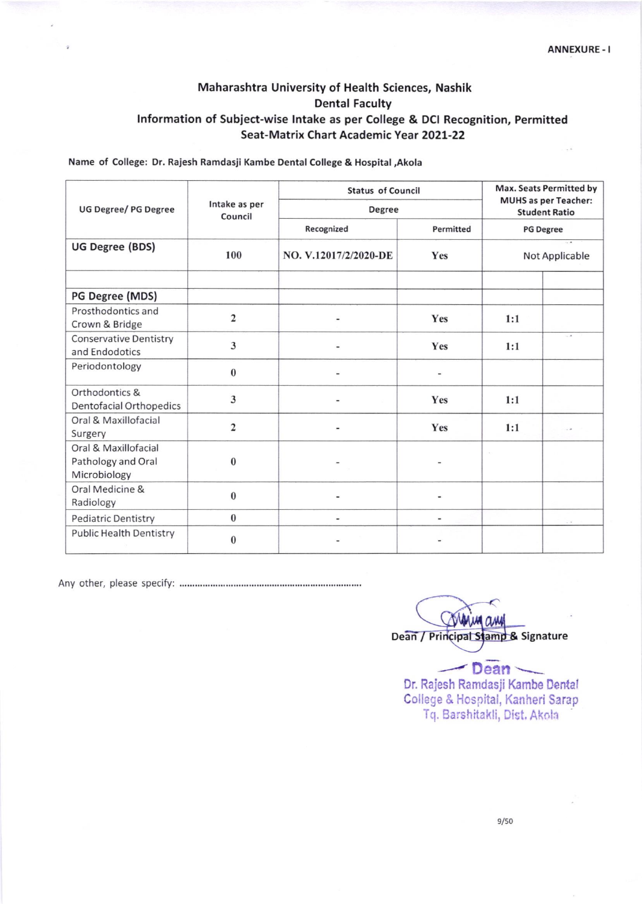ANNEXURE - I

## Maharashtra University of Health Sciences, Nashik
## Dental Faculty
## Information of Subject-wise Intake as per College & DCI Recognition, Permitted Seat-Matrix Chart Academic Year 2021-22

**Name of College: Dr. Rajesh Ramdasji Kambe Dental College & Hospital ,Akola**

| UG Degree/ PG Degree | Intake as per Council | Status of Council | | Max. Seats Permitted by MUHS as per Teacher: Student Ratio | |
|---|---|---|---|---|---|
| | | Degree | | | |
| | | Recognized | Permitted | PG Degree | |
| **UG Degree (BDS)** | 100 | NO. V.12017/2/2020-DE | Yes | Not Applicable | |
| | | | | | |
| **PG Degree (MDS)** | | | | | |
| Prosthodontics and Crown & Bridge | 2 | - | Yes | 1:1 | |
| Conservative Dentistry and Endodotics | 3 | - | Yes | 1:1 | |
| Periodontology | 0 | - | - | | |
| Orthodontics & Dentofacial Orthopedics | 3 | - | Yes | 1:1 | |
| Oral & Maxillofacial Surgery | 2 | - | Yes | 1:1 | |
| Oral & Maxillofacial Pathology and Oral Microbiology | 0 | - | - | | |
| Oral Medicine & Radiology | 0 | - | - | | |
| Pediatric Dentistry | 0 | - | - | | |
| Public Health Dentistry | 0 | - | - | | |

Any other, please specify: ........................................................................

Dean / Principal Stamp & Signature

Dean
Dr. Rajesh Ramdasji Kambe Dental College & Hospital, Kanheri Sarap
Tq. Barshitakli, Dist. Akola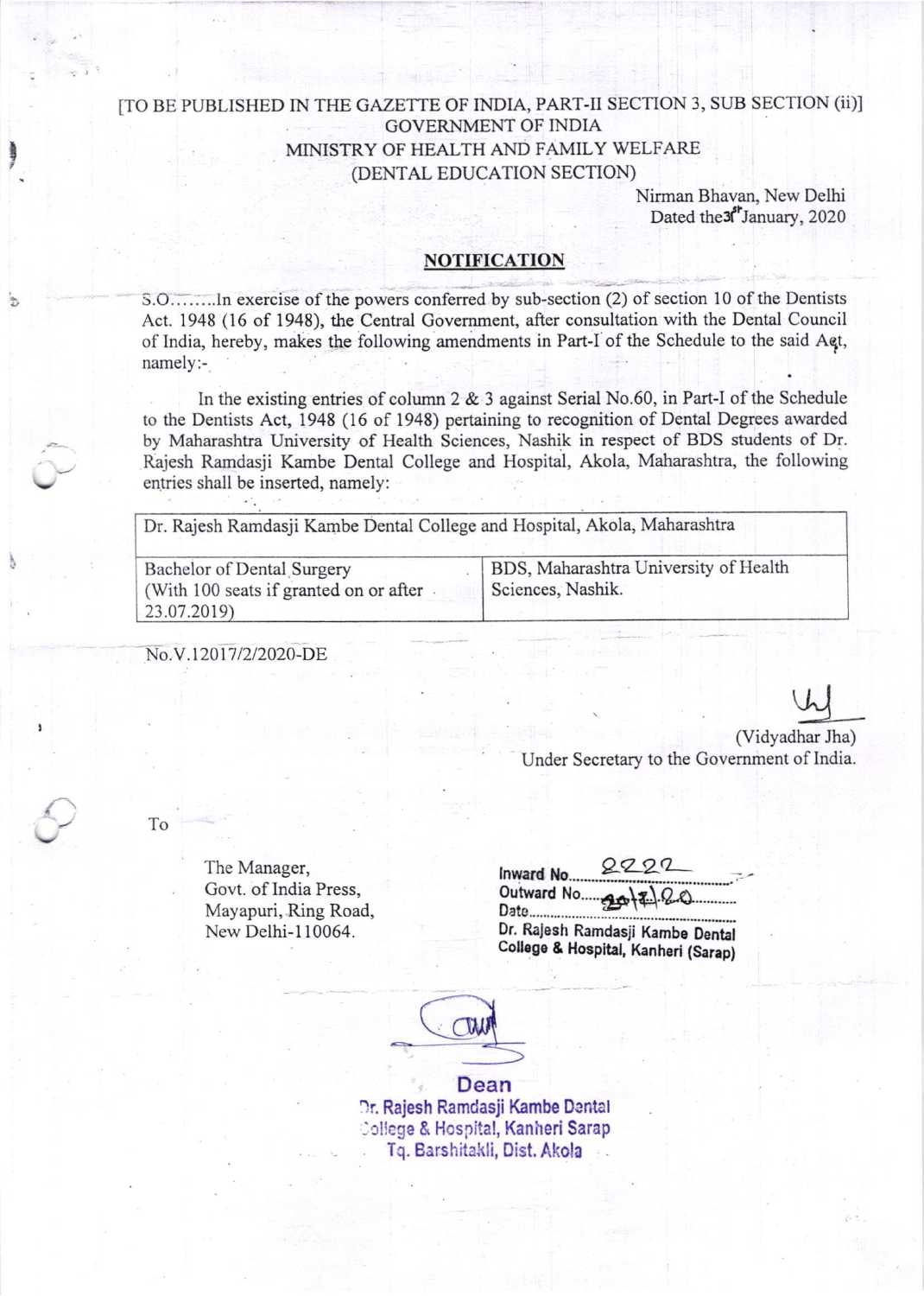[TO BE PUBLISHED IN THE GAZETTE OF INDIA, PART-II SECTION 3, SUB SECTION (ii)]

GOVERNMENT OF INDIA

MINISTRY OF HEALTH AND FAMILY WELFARE

(DENTAL EDUCATION SECTION)

Nirman Bhavan, New Delhi

Dated the 31st January, 2020

## NOTIFICATION

S.O……..In exercise of the powers conferred by sub-section (2) of section 10 of the Dentists Act. 1948 (16 of 1948), the Central Government, after consultation with the Dental Council of India, hereby, makes the following amendments in Part-I of the Schedule to the said Act, namely:-

In the existing entries of column 2 & 3 against Serial No.60, in Part-I of the Schedule to the Dentists Act, 1948 (16 of 1948) pertaining to recognition of Dental Degrees awarded by Maharashtra University of Health Sciences, Nashik in respect of BDS students of Dr. Rajesh Ramdasji Kambe Dental College and Hospital, Akola, Maharashtra, the following entries shall be inserted, namely:

| | |
|---|---|
| Dr. Rajesh Ramdasji Kambe Dental College and Hospital, Akola, Maharashtra | |
| Bachelor of Dental Surgery (With 100 seats if granted on or after 23.07.2019) | BDS, Maharashtra University of Health Sciences, Nashik. |

No.V.12017/2/2020-DE

(Vidyadhar Jha)

Under Secretary to the Government of India.

To

The Manager,
Govt. of India Press,
Mayapuri, Ring Road,
New Delhi-110064.

Inward No. 2222
Outward No.
Date 20/2/20
Dr. Rajesh Ramdasji Kambe Dental College & Hospital, Kanheri (Sarap)

Dean
Dr. Rajesh Ramdasji Kambe Dental College & Hospital, Kanheri Sarap
Tq. Barshitakli, Dist. Akola